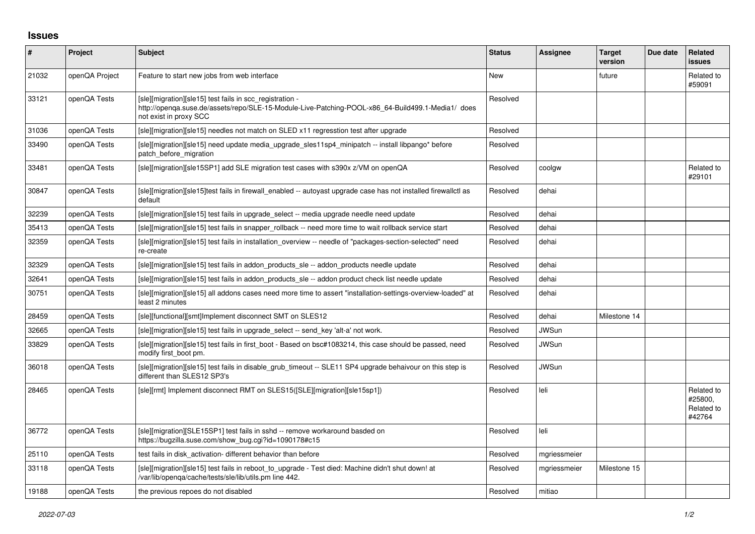## Issues

| # | Project | Subject | Status | Assignee | Target version | Due date | Related issues |
|---|---|---|---|---|---|---|---|
| 21032 | openQA Project | Feature to start new jobs from web interface | New | | future | | Related to #59091 |
| 33121 | openQA Tests | [sle][migration][sle15] test fails in scc_registration - http://openqa.suse.de/assets/repo/SLE-15-Module-Live-Patching-POOL-x86_64-Build499.1-Media1/ does not exist in proxy SCC | Resolved | | | | |
| 31036 | openQA Tests | [sle][migration][sle15] needles not match on SLED x11 regresstion test after upgrade | Resolved | | | | |
| 33490 | openQA Tests | [sle][migration][sle15] need update media_upgrade_sles11sp4_minipatch -- install libpango* before patch_before_migration | Resolved | | | | |
| 33481 | openQA Tests | [sle][migration][sle15SP1] add SLE migration test cases with s390x z/VM on openQA | Resolved | coolgw | | | Related to #29101 |
| 30847 | openQA Tests | [sle][migration][sle15]test fails in firewall_enabled -- autoyast upgrade case has not installed firewallctl as default | Resolved | dehai | | | |
| 32239 | openQA Tests | [sle][migration][sle15] test fails in upgrade_select -- media upgrade needle need update | Resolved | dehai | | | |
| 35413 | openQA Tests | [sle][migration][sle15] test fails in snapper_rollback -- need more time to wait rollback service start | Resolved | dehai | | | |
| 32359 | openQA Tests | [sle][migration][sle15] test fails in installation_overview -- needle of "packages-section-selected" need re-create | Resolved | dehai | | | |
| 32329 | openQA Tests | [sle][migration][sle15] test fails in addon_products_sle -- addon_products needle update | Resolved | dehai | | | |
| 32641 | openQA Tests | [sle][migration][sle15] test fails in addon_products_sle -- addon product check list needle update | Resolved | dehai | | | |
| 30751 | openQA Tests | [sle][migration][sle15] all addons cases need more time to assert "installation-settings-overview-loaded" at least 2 minutes | Resolved | dehai | | | |
| 28459 | openQA Tests | [sle][functional][smt]Implement disconnect SMT on SLES12 | Resolved | dehai | Milestone 14 | | |
| 32665 | openQA Tests | [sle][migration][sle15] test fails in upgrade_select -- send_key 'alt-a' not work. | Resolved | JWSun | | | |
| 33829 | openQA Tests | [sle][migration][sle15] test fails in first_boot - Based on bsc#1083214, this case should be passed, need modify first_boot pm. | Resolved | JWSun | | | |
| 36018 | openQA Tests | [sle][migration][sle15] test fails in disable_grub_timeout -- SLE11 SP4 upgrade behaivour on this step is different than SLES12 SP3's | Resolved | JWSun | | | |
| 28465 | openQA Tests | [sle][rmt] Implement disconnect RMT on SLES15([SLE][migration][sle15sp1]) | Resolved | leli | | | Related to #25800, Related to #42764 |
| 36772 | openQA Tests | [sle][migration][SLE15SP1] test fails in sshd -- remove workaround basded on https://bugzilla.suse.com/show_bug.cgi?id=1090178#c15 | Resolved | leli | | | |
| 25110 | openQA Tests | test fails in disk_activation- different behavior than before | Resolved | mgriessmeier | | | |
| 33118 | openQA Tests | [sle][migration][sle15] test fails in reboot_to_upgrade - Test died: Machine didn't shut down! at /var/lib/openqa/cache/tests/sle/lib/utils.pm line 442. | Resolved | mgriessmeier | Milestone 15 | | |
| 19188 | openQA Tests | the previous repoes do not disabled | Resolved | mitiao | | | |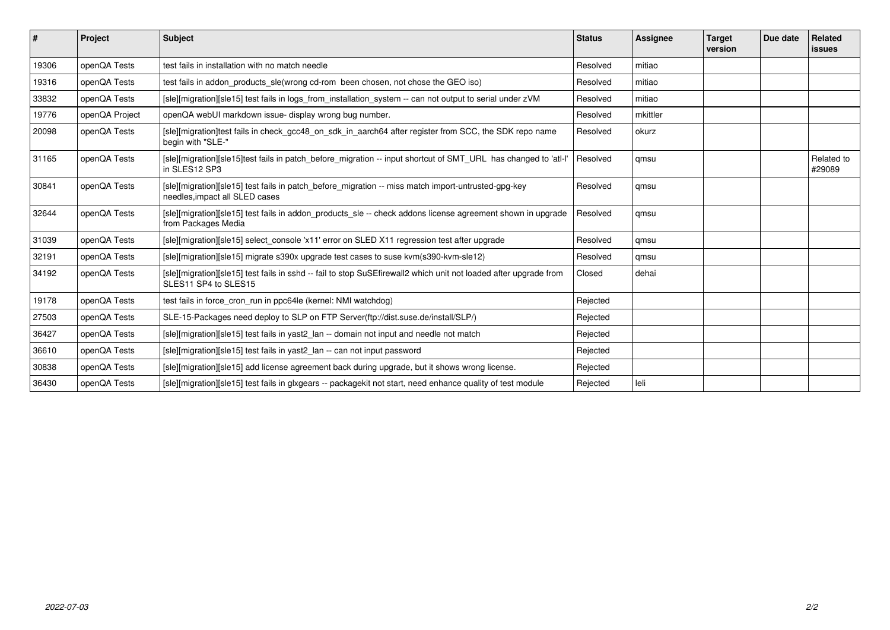| # | Project | Subject | Status | Assignee | Target version | Due date | Related issues |
|---|---|---|---|---|---|---|---|
| 19306 | openQA Tests | test fails in installation with no match needle | Resolved | mitiao | | | |
| 19316 | openQA Tests | test fails in addon_products_sle(wrong cd-rom been chosen, not chose the GEO iso) | Resolved | mitiao | | | |
| 33832 | openQA Tests | [sle][migration][sle15] test fails in logs_from_installation_system -- can not output to serial under zVM | Resolved | mitiao | | | |
| 19776 | openQA Project | openQA webUI markdown issue- display wrong bug number. | Resolved | mkittler | | | |
| 20098 | openQA Tests | [sle][migration]test fails in check_gcc48_on_sdk_in_aarch64 after register from SCC, the SDK repo name begin with "SLE-" | Resolved | okurz | | | |
| 31165 | openQA Tests | [sle][migration][sle15]test fails in patch_before_migration -- input shortcut of SMT_URL has changed to 'atl-l' in SLES12 SP3 | Resolved | qmsu | | | Related to #29089 |
| 30841 | openQA Tests | [sle][migration][sle15] test fails in patch_before_migration -- miss match import-untrusted-gpg-key needles,impact all SLED cases | Resolved | qmsu | | | |
| 32644 | openQA Tests | [sle][migration][sle15] test fails in addon_products_sle -- check addons license agreement shown in upgrade from Packages Media | Resolved | qmsu | | | |
| 31039 | openQA Tests | [sle][migration][sle15] select_console 'x11' error on SLED X11 regression test after upgrade | Resolved | qmsu | | | |
| 32191 | openQA Tests | [sle][migration][sle15] migrate s390x upgrade test cases to suse kvm(s390-kvm-sle12) | Resolved | qmsu | | | |
| 34192 | openQA Tests | [sle][migration][sle15] test fails in sshd -- fail to stop SuSEfirewall2 which unit not loaded after upgrade from SLES11 SP4 to SLES15 | Closed | dehai | | | |
| 19178 | openQA Tests | test fails in force_cron_run in ppc64le (kernel: NMI watchdog) | Rejected | | | | |
| 27503 | openQA Tests | SLE-15-Packages need deploy to SLP on FTP Server(ftp://dist.suse.de/install/SLP/) | Rejected | | | | |
| 36427 | openQA Tests | [sle][migration][sle15] test fails in yast2_lan -- domain not input and needle not match | Rejected | | | | |
| 36610 | openQA Tests | [sle][migration][sle15] test fails in yast2_lan -- can not input password | Rejected | | | | |
| 30838 | openQA Tests | [sle][migration][sle15] add license agreement back during upgrade, but it shows wrong license. | Rejected | | | | |
| 36430 | openQA Tests | [sle][migration][sle15] test fails in glxgears -- packagekit not start, need enhance quality of test module | Rejected | leli | | | |